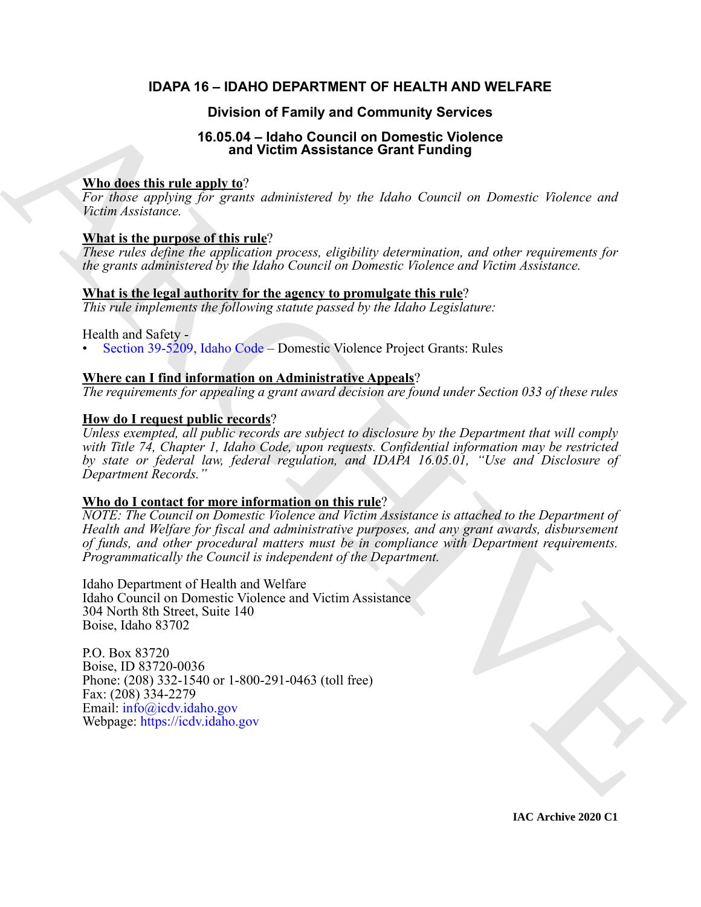# IDAPA 16 – IDAHO DEPARTMENT OF HEALTH AND WELFARE

## Division of Family and Community Services

### 16.05.04 – Idaho Council on Domestic Violence and Victim Assistance Grant Funding

**Who does this rule apply to?**

*For those applying for grants administered by the Idaho Council on Domestic Violence and Victim Assistance.*

**What is the purpose of this rule?**

*These rules define the application process, eligibility determination, and other requirements for the grants administered by the Idaho Council on Domestic Violence and Victim Assistance.*

**What is the legal authority for the agency to promulgate this rule?**

*This rule implements the following statute passed by the Idaho Legislature:*

Health and Safety -

- Section 39-5209, Idaho Code – Domestic Violence Project Grants: Rules

**Where can I find information on Administrative Appeals?**

*The requirements for appealing a grant award decision are found under Section 033 of these rules*

**How do I request public records?**

*Unless exempted, all public records are subject to disclosure by the Department that will comply with Title 74, Chapter 1, Idaho Code, upon requests. Confidential information may be restricted by state or federal law, federal regulation, and IDAPA 16.05.01, "Use and Disclosure of Department Records."*

**Who do I contact for more information on this rule?**

*NOTE: The Council on Domestic Violence and Victim Assistance is attached to the Department of Health and Welfare for fiscal and administrative purposes, and any grant awards, disbursement of funds, and other procedural matters must be in compliance with Department requirements. Programmatically the Council is independent of the Department.*

Idaho Department of Health and Welfare
Idaho Council on Domestic Violence and Victim Assistance
304 North 8th Street, Suite 140
Boise, Idaho 83702

P.O. Box 83720
Boise, ID 83720-0036
Phone: (208) 332-1540 or 1-800-291-0463 (toll free)
Fax: (208) 334-2279
Email: info@icdv.idaho.gov
Webpage: https://icdv.idaho.gov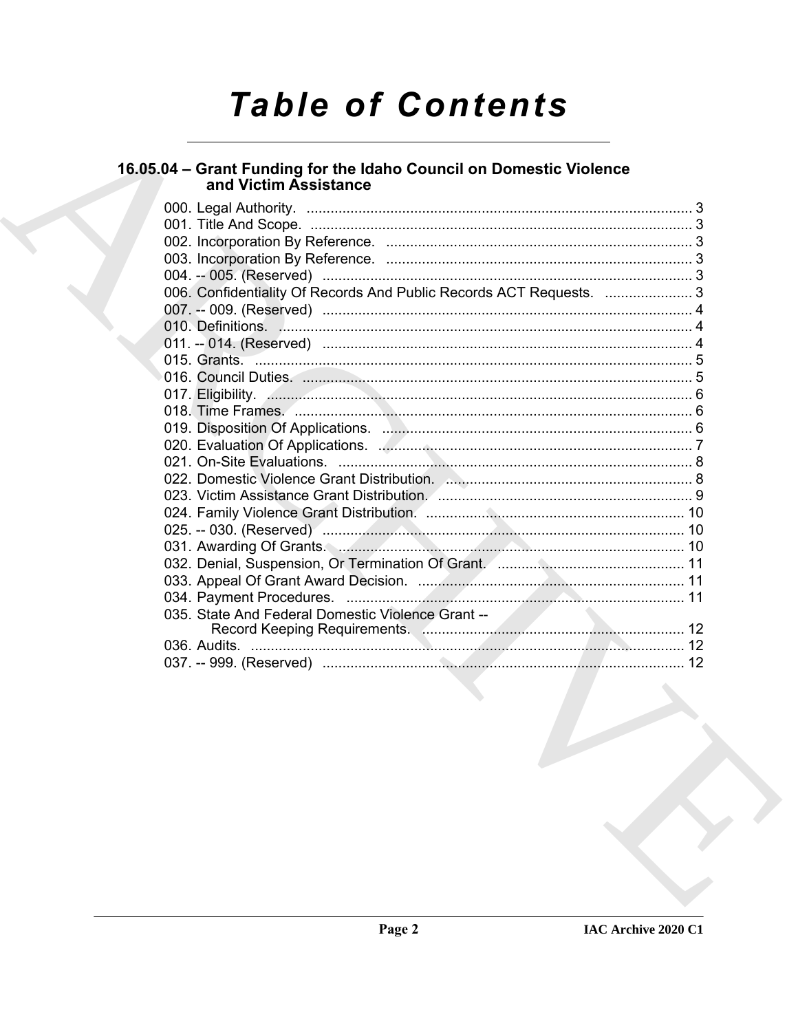# Table of Contents

## 16.05.04 – Grant Funding for the Idaho Council on Domestic Violence and Victim Assistance

000. Legal Authority. .......... 3
001. Title And Scope. .......... 3
002. Incorporation By Reference. .......... 3
003. Incorporation By Reference. .......... 3
004. -- 005. (Reserved) .......... 3
006. Confidentiality Of Records And Public Records ACT Requests. .......... 3
007. -- 009. (Reserved) .......... 4
010. Definitions. .......... 4
011. -- 014. (Reserved) .......... 4
015. Grants. .......... 5
016. Council Duties. .......... 5
017. Eligibility. .......... 6
018. Time Frames. .......... 6
019. Disposition Of Applications. .......... 6
020. Evaluation Of Applications. .......... 7
021. On-Site Evaluations. .......... 8
022. Domestic Violence Grant Distribution. .......... 8
023. Victim Assistance Grant Distribution. .......... 9
024. Family Violence Grant Distribution. .......... 10
025. -- 030. (Reserved) .......... 10
031. Awarding Of Grants. .......... 10
032. Denial, Suspension, Or Termination Of Grant. .......... 11
033. Appeal Of Grant Award Decision. .......... 11
034. Payment Procedures. .......... 11
035. State And Federal Domestic Violence Grant -- Record Keeping Requirements. .......... 12
036. Audits. .......... 12
037. -- 999. (Reserved) .......... 12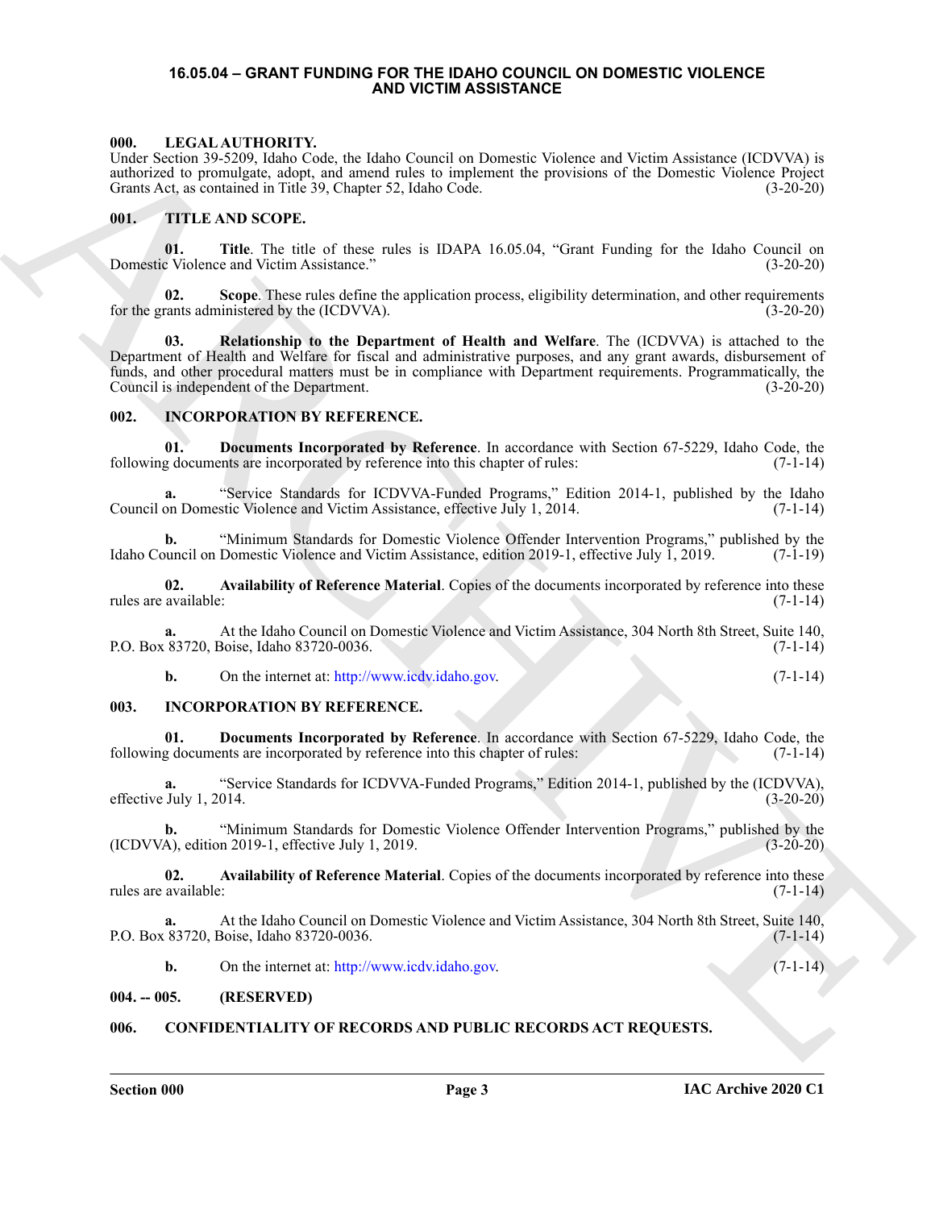# 16.05.04 – GRANT FUNDING FOR THE IDAHO COUNCIL ON DOMESTIC VIOLENCE AND VICTIM ASSISTANCE

## 000. LEGAL AUTHORITY.

Under Section 39-5209, Idaho Code, the Idaho Council on Domestic Violence and Victim Assistance (ICDVVA) is authorized to promulgate, adopt, and amend rules to implement the provisions of the Domestic Violence Project Grants Act, as contained in Title 39, Chapter 52, Idaho Code. (3-20-20)

## 001. TITLE AND SCOPE.

**01. Title**. The title of these rules is IDAPA 16.05.04, "Grant Funding for the Idaho Council on Domestic Violence and Victim Assistance." (3-20-20)

**02. Scope**. These rules define the application process, eligibility determination, and other requirements for the grants administered by the (ICDVVA). (3-20-20)

**03. Relationship to the Department of Health and Welfare**. The (ICDVVA) is attached to the Department of Health and Welfare for fiscal and administrative purposes, and any grant awards, disbursement of funds, and other procedural matters must be in compliance with Department requirements. Programmatically, the Council is independent of the Department. (3-20-20)

## 002. INCORPORATION BY REFERENCE.

**01. Documents Incorporated by Reference**. In accordance with Section 67-5229, Idaho Code, the following documents are incorporated by reference into this chapter of rules: (7-1-14)

**a.** "Service Standards for ICDVVA-Funded Programs," Edition 2014-1, published by the Idaho Council on Domestic Violence and Victim Assistance, effective July 1, 2014. (7-1-14)

**b.** "Minimum Standards for Domestic Violence Offender Intervention Programs," published by the Idaho Council on Domestic Violence and Victim Assistance, edition 2019-1, effective July 1, 2019. (7-1-19)

**02. Availability of Reference Material**. Copies of the documents incorporated by reference into these rules are available: (7-1-14)

**a.** At the Idaho Council on Domestic Violence and Victim Assistance, 304 North 8th Street, Suite 140, P.O. Box 83720, Boise, Idaho 83720-0036. (7-1-14)

**b.** On the internet at: http://www.icdv.idaho.gov. (7-1-14)

## 003. INCORPORATION BY REFERENCE.

**01. Documents Incorporated by Reference**. In accordance with Section 67-5229, Idaho Code, the following documents are incorporated by reference into this chapter of rules: (7-1-14)

**a.** "Service Standards for ICDVVA-Funded Programs," Edition 2014-1, published by the (ICDVVA), effective July 1, 2014. (3-20-20)

**b.** "Minimum Standards for Domestic Violence Offender Intervention Programs," published by the (ICDVVA), edition 2019-1, effective July 1, 2019. (3-20-20)

**02. Availability of Reference Material**. Copies of the documents incorporated by reference into these rules are available: (7-1-14)

**a.** At the Idaho Council on Domestic Violence and Victim Assistance, 304 North 8th Street, Suite 140, P.O. Box 83720, Boise, Idaho 83720-0036. (7-1-14)

**b.** On the internet at: http://www.icdv.idaho.gov. (7-1-14)

## 004. -- 005. (RESERVED)

## 006. CONFIDENTIALITY OF RECORDS AND PUBLIC RECORDS ACT REQUESTS.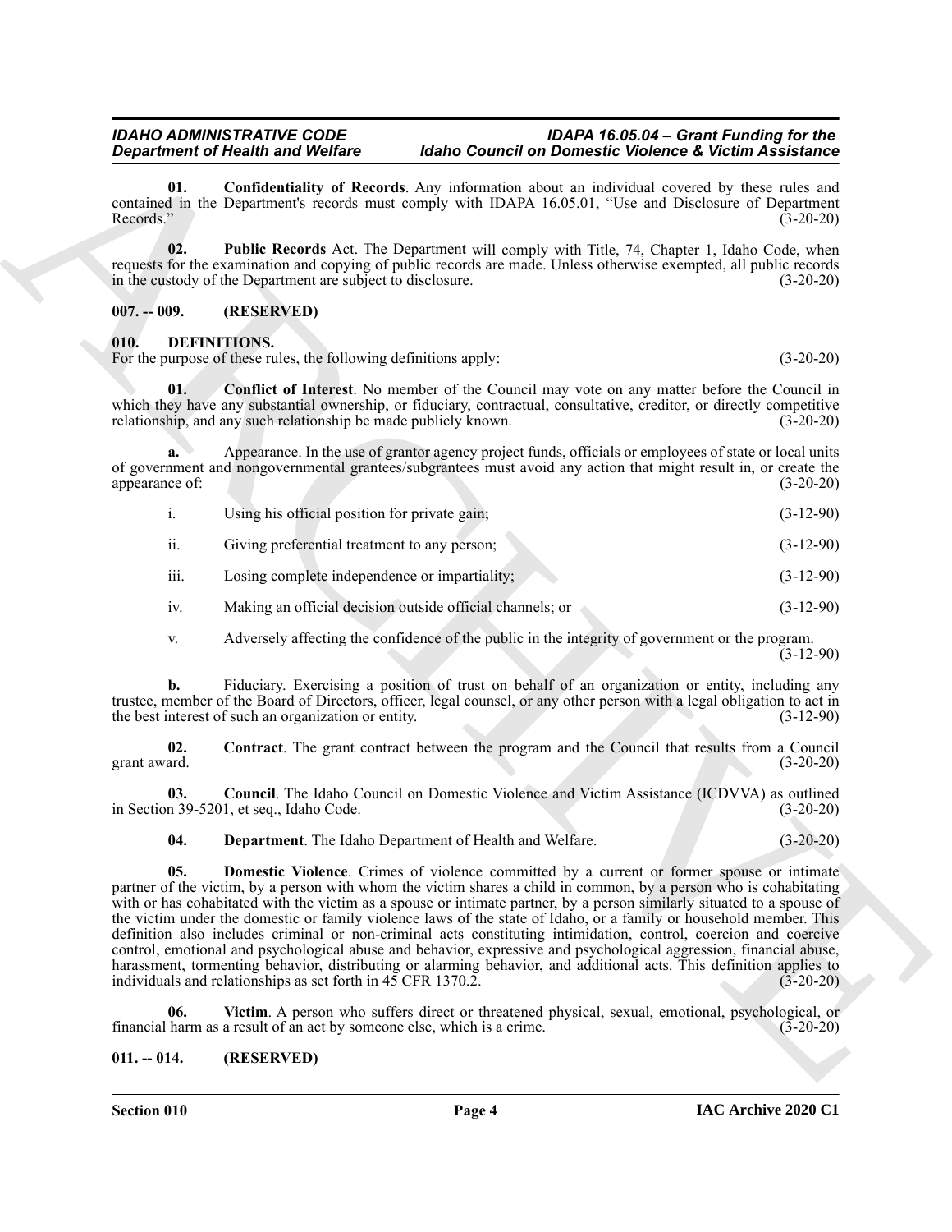**01. Confidentiality of Records**. Any information about an individual covered by these rules and contained in the Department's records must comply with IDAPA 16.05.01, "Use and Disclosure of Department Records." (3-20-20)

**02. Public Records** Act. The Department will comply with Title, 74, Chapter 1, Idaho Code, when requests for the examination and copying of public records are made. Unless otherwise exempted, all public records in the custody of the Department are subject to disclosure. (3-20-20)

## 007. -- 009. (RESERVED)

## 010. DEFINITIONS.

For the purpose of these rules, the following definitions apply: (3-20-20)

**01. Conflict of Interest**. No member of the Council may vote on any matter before the Council in which they have any substantial ownership, or fiduciary, contractual, consultative, creditor, or directly competitive relationship, and any such relationship be made publicly known. (3-20-20)

**a.** Appearance. In the use of grantor agency project funds, officials or employees of state or local units of government and nongovernmental grantees/subgrantees must avoid any action that might result in, or create the appearance of: (3-20-20)

i. Using his official position for private gain; (3-12-90)

ii. Giving preferential treatment to any person; (3-12-90)

iii. Losing complete independence or impartiality; (3-12-90)

iv. Making an official decision outside official channels; or (3-12-90)

v. Adversely affecting the confidence of the public in the integrity of government or the program. (3-12-90)

**b.** Fiduciary. Exercising a position of trust on behalf of an organization or entity, including any trustee, member of the Board of Directors, officer, legal counsel, or any other person with a legal obligation to act in the best interest of such an organization or entity. (3-12-90)

**02. Contract**. The grant contract between the program and the Council that results from a Council grant award. (3-20-20)

**03. Council**. The Idaho Council on Domestic Violence and Victim Assistance (ICDVVA) as outlined in Section 39-5201, et seq., Idaho Code. (3-20-20)

**04. Department**. The Idaho Department of Health and Welfare. (3-20-20)

**05. Domestic Violence**. Crimes of violence committed by a current or former spouse or intimate partner of the victim, by a person with whom the victim shares a child in common, by a person who is cohabitating with or has cohabitated with the victim as a spouse or intimate partner, by a person similarly situated to a spouse of the victim under the domestic or family violence laws of the state of Idaho, or a family or household member. This definition also includes criminal or non-criminal acts constituting intimidation, control, coercion and coercive control, emotional and psychological abuse and behavior, expressive and psychological aggression, financial abuse, harassment, tormenting behavior, distributing or alarming behavior, and additional acts. This definition applies to individuals and relationships as set forth in 45 CFR 1370.2. (3-20-20)

**06. Victim**. A person who suffers direct or threatened physical, sexual, emotional, psychological, or financial harm as a result of an act by someone else, which is a crime. (3-20-20)

## 011. -- 014. (RESERVED)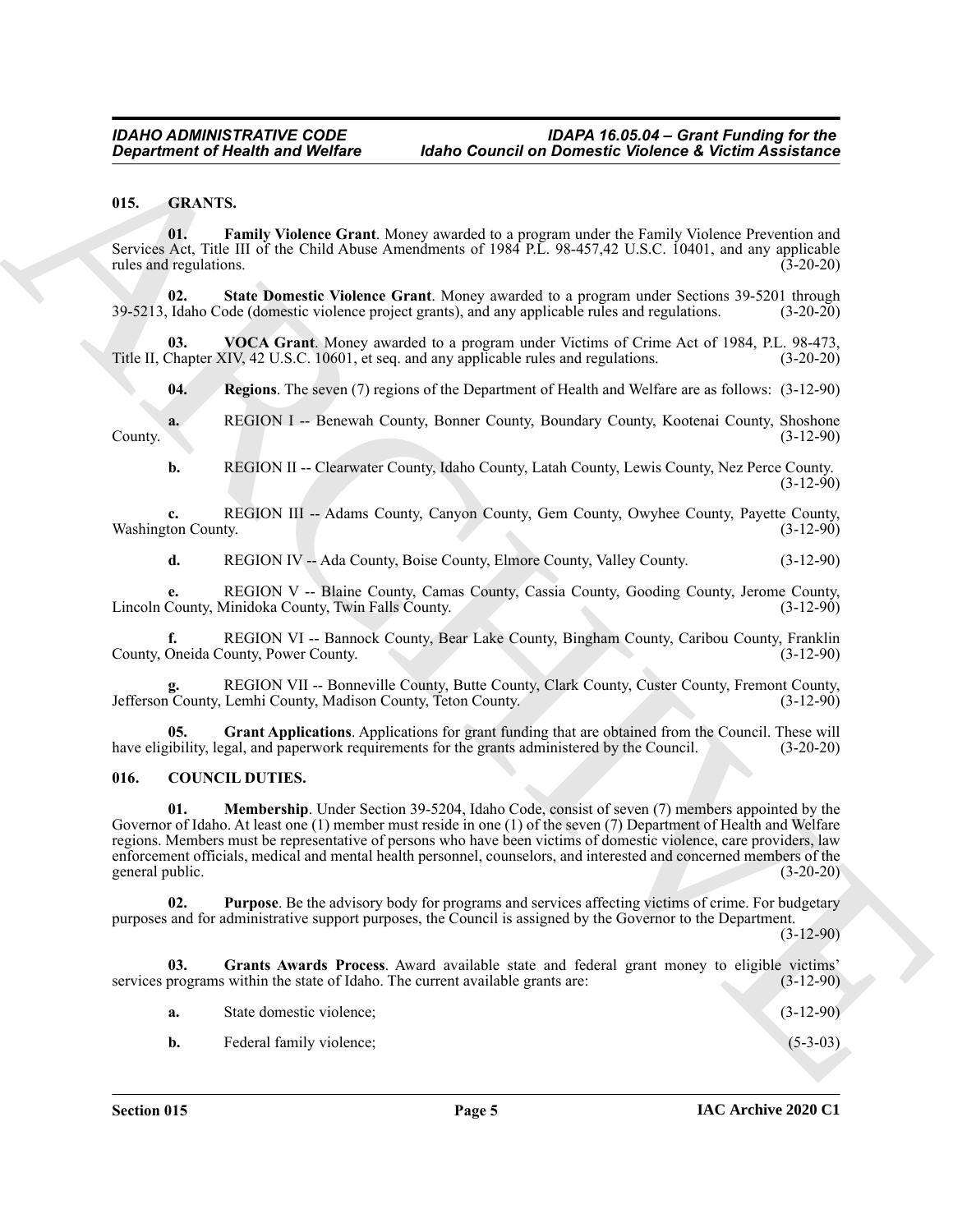### 015. GRANTS.

**01. Family Violence Grant**. Money awarded to a program under the Family Violence Prevention and Services Act, Title III of the Child Abuse Amendments of 1984 P.L. 98-457,42 U.S.C. 10401, and any applicable rules and regulations. (3-20-20)

**02. State Domestic Violence Grant**. Money awarded to a program under Sections 39-5201 through 39-5213, Idaho Code (domestic violence project grants), and any applicable rules and regulations. (3-20-20)

**03. VOCA Grant**. Money awarded to a program under Victims of Crime Act of 1984, P.L. 98-473, Title II, Chapter XIV, 42 U.S.C. 10601, et seq. and any applicable rules and regulations. (3-20-20)

**04. Regions**. The seven (7) regions of the Department of Health and Welfare are as follows: (3-12-90)

**a.** REGION I -- Benewah County, Bonner County, Boundary County, Kootenai County, Shoshone County. (3-12-90)

**b.** REGION II -- Clearwater County, Idaho County, Latah County, Lewis County, Nez Perce County. (3-12-90)

**c.** REGION III -- Adams County, Canyon County, Gem County, Owyhee County, Payette County, Washington County. (3-12-90)

**d.** REGION IV -- Ada County, Boise County, Elmore County, Valley County. (3-12-90)

**e.** REGION V -- Blaine County, Camas County, Cassia County, Gooding County, Jerome County, Lincoln County, Minidoka County, Twin Falls County. (3-12-90)

**f.** REGION VI -- Bannock County, Bear Lake County, Bingham County, Caribou County, Franklin County, Oneida County, Power County. (3-12-90)

**g.** REGION VII -- Bonneville County, Butte County, Clark County, Custer County, Fremont County, Jefferson County, Lemhi County, Madison County, Teton County. (3-12-90)

**05. Grant Applications**. Applications for grant funding that are obtained from the Council. These will have eligibility, legal, and paperwork requirements for the grants administered by the Council. (3-20-20)

### 016. COUNCIL DUTIES.

**01. Membership**. Under Section 39-5204, Idaho Code, consist of seven (7) members appointed by the Governor of Idaho. At least one (1) member must reside in one (1) of the seven (7) Department of Health and Welfare regions. Members must be representative of persons who have been victims of domestic violence, care providers, law enforcement officials, medical and mental health personnel, counselors, and interested and concerned members of the general public. (3-20-20)

**02. Purpose**. Be the advisory body for programs and services affecting victims of crime. For budgetary purposes and for administrative support purposes, the Council is assigned by the Governor to the Department. (3-12-90)

**03. Grants Awards Process**. Award available state and federal grant money to eligible victims' services programs within the state of Idaho. The current available grants are: (3-12-90)

**a.** State domestic violence; (3-12-90)

**b.** Federal family violence; (5-3-03)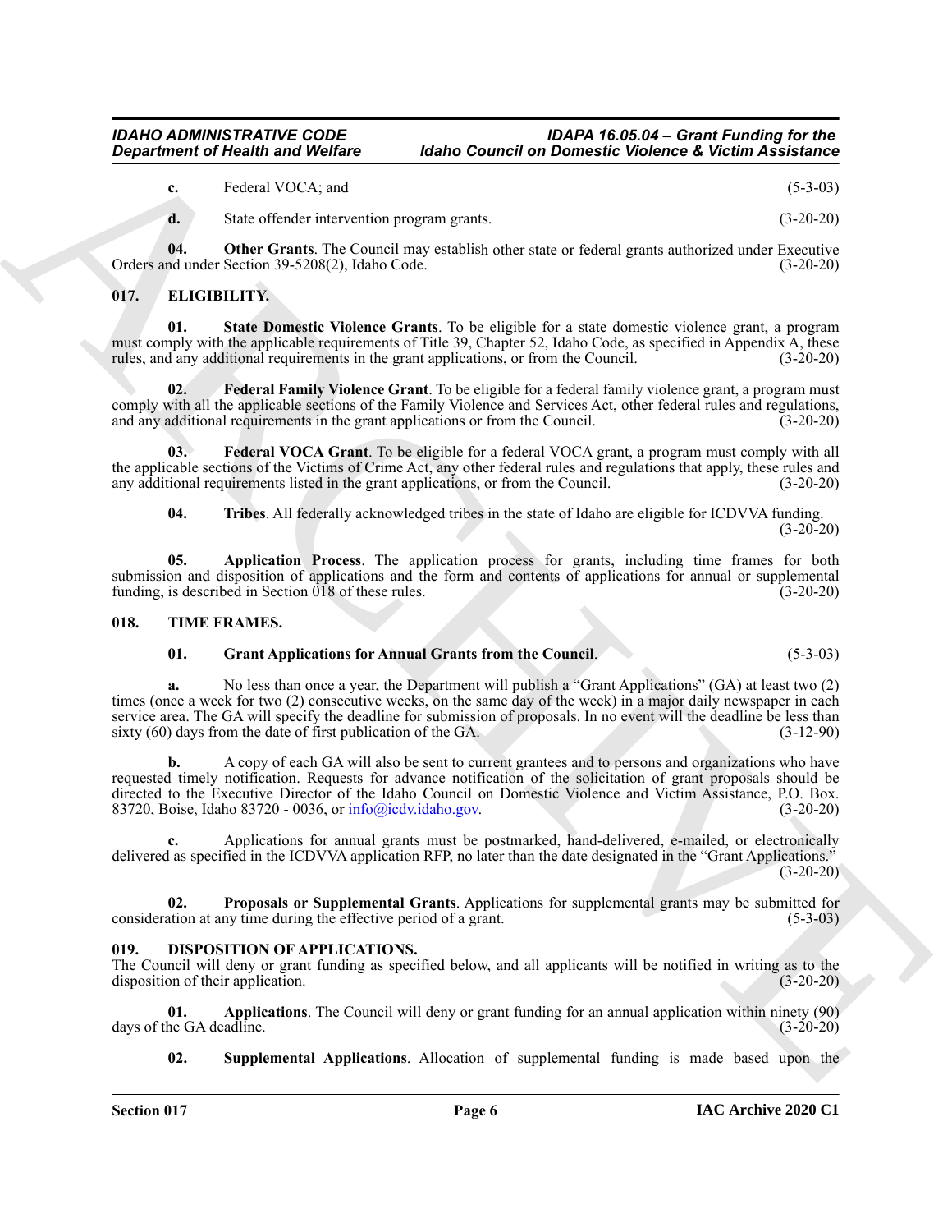**c.** Federal VOCA; and (5-3-03)

**d.** State offender intervention program grants. (3-20-20)

**04. Other Grants**. The Council may establish other state or federal grants authorized under Executive Orders and under Section 39-5208(2), Idaho Code. (3-20-20)

## 017. ELIGIBILITY.

**01. State Domestic Violence Grants**. To be eligible for a state domestic violence grant, a program must comply with the applicable requirements of Title 39, Chapter 52, Idaho Code, as specified in Appendix A, these rules, and any additional requirements in the grant applications, or from the Council. (3-20-20)

**02. Federal Family Violence Grant**. To be eligible for a federal family violence grant, a program must comply with all the applicable sections of the Family Violence and Services Act, other federal rules and regulations, and any additional requirements in the grant applications or from the Council. (3-20-20)

**03. Federal VOCA Grant**. To be eligible for a federal VOCA grant, a program must comply with all the applicable sections of the Victims of Crime Act, any other federal rules and regulations that apply, these rules and any additional requirements listed in the grant applications, or from the Council. (3-20-20)

**04. Tribes**. All federally acknowledged tribes in the state of Idaho are eligible for ICDVVA funding. (3-20-20)

**05. Application Process**. The application process for grants, including time frames for both submission and disposition of applications and the form and contents of applications for annual or supplemental funding, is described in Section 018 of these rules. (3-20-20)

## 018. TIME FRAMES.

**01. Grant Applications for Annual Grants from the Council**. (5-3-03)

**a.** No less than once a year, the Department will publish a "Grant Applications" (GA) at least two (2) times (once a week for two (2) consecutive weeks, on the same day of the week) in a major daily newspaper in each service area. The GA will specify the deadline for submission of proposals. In no event will the deadline be less than sixty (60) days from the date of first publication of the GA. (3-12-90)

**b.** A copy of each GA will also be sent to current grantees and to persons and organizations who have requested timely notification. Requests for advance notification of the solicitation of grant proposals should be directed to the Executive Director of the Idaho Council on Domestic Violence and Victim Assistance, P.O. Box. 83720, Boise, Idaho 83720 - 0036, or info@icdv.idaho.gov. (3-20-20)

**c.** Applications for annual grants must be postmarked, hand-delivered, e-mailed, or electronically delivered as specified in the ICDVVA application RFP, no later than the date designated in the "Grant Applications." (3-20-20)

**02. Proposals or Supplemental Grants**. Applications for supplemental grants may be submitted for consideration at any time during the effective period of a grant. (5-3-03)

## 019. DISPOSITION OF APPLICATIONS.

The Council will deny or grant funding as specified below, and all applicants will be notified in writing as to the disposition of their application. (3-20-20)

**01. Applications**. The Council will deny or grant funding for an annual application within ninety (90) days of the GA deadline. (3-20-20)

**02. Supplemental Applications**. Allocation of supplemental funding is made based upon the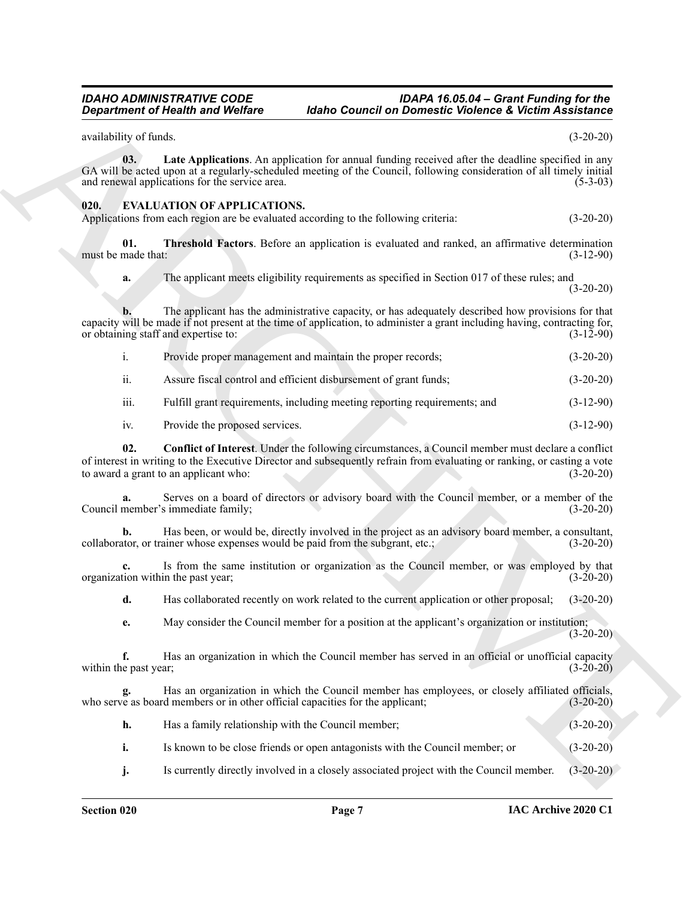availability of funds. (3-20-20)

**03. Late Applications**. An application for annual funding received after the deadline specified in any GA will be acted upon at a regularly-scheduled meeting of the Council, following consideration of all timely initial and renewal applications for the service area. (5-3-03)

## 020. EVALUATION OF APPLICATIONS.

Applications from each region are be evaluated according to the following criteria: (3-20-20)

**01. Threshold Factors**. Before an application is evaluated and ranked, an affirmative determination must be made that: (3-12-90)

**a.** The applicant meets eligibility requirements as specified in Section 017 of these rules; and (3-20-20)

**b.** The applicant has the administrative capacity, or has adequately described how provisions for that capacity will be made if not present at the time of application, to administer a grant including having, contracting for, or obtaining staff and expertise to: (3-12-90)

i. Provide proper management and maintain the proper records; (3-20-20)

ii. Assure fiscal control and efficient disbursement of grant funds; (3-20-20)

iii. Fulfill grant requirements, including meeting reporting requirements; and (3-12-90)

iv. Provide the proposed services. (3-12-90)

**02. Conflict of Interest**. Under the following circumstances, a Council member must declare a conflict of interest in writing to the Executive Director and subsequently refrain from evaluating or ranking, or casting a vote to award a grant to an applicant who: (3-20-20)

**a.** Serves on a board of directors or advisory board with the Council member, or a member of the Council member's immediate family; (3-20-20)

**b.** Has been, or would be, directly involved in the project as an advisory board member, a consultant, collaborator, or trainer whose expenses would be paid from the subgrant, etc.; (3-20-20)

**c.** Is from the same institution or organization as the Council member, or was employed by that organization within the past year; (3-20-20)

**d.** Has collaborated recently on work related to the current application or other proposal; (3-20-20)

**e.** May consider the Council member for a position at the applicant's organization or institution; (3-20-20)

**f.** Has an organization in which the Council member has served in an official or unofficial capacity within the past year; (3-20-20)

**g.** Has an organization in which the Council member has employees, or closely affiliated officials, who serve as board members or in other official capacities for the applicant; (3-20-20)

**h.** Has a family relationship with the Council member; (3-20-20)

**i.** Is known to be close friends or open antagonists with the Council member; or (3-20-20)

**j.** Is currently directly involved in a closely associated project with the Council member. (3-20-20)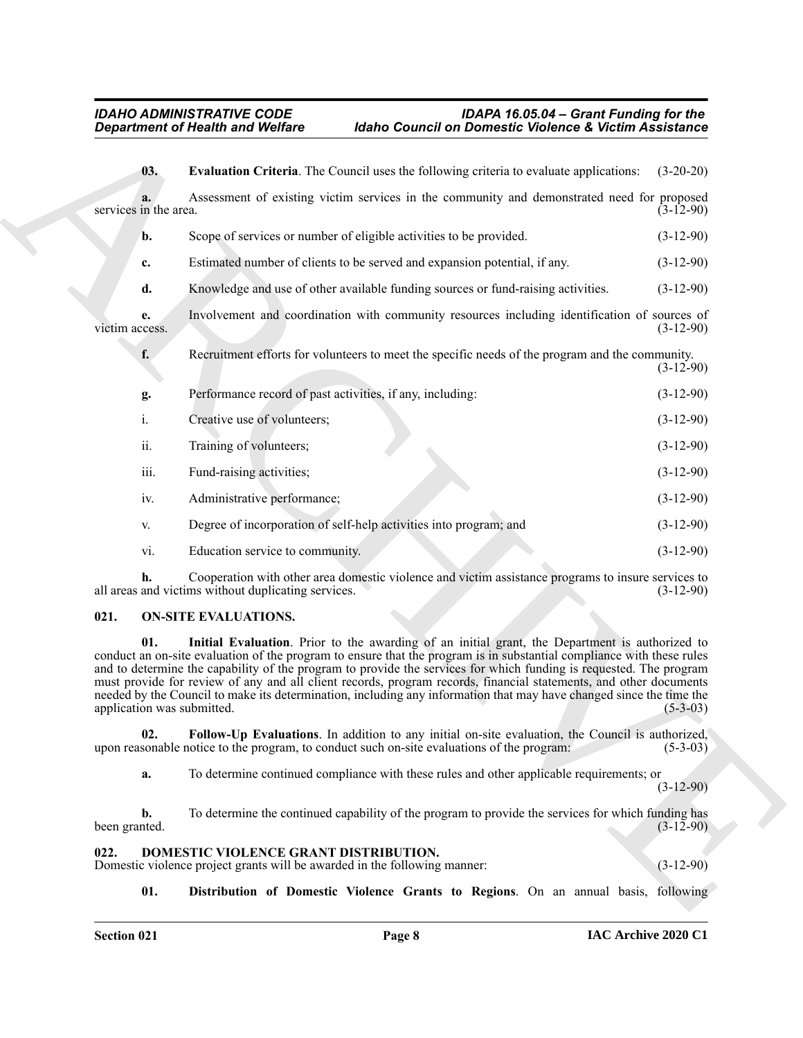**03. Evaluation Criteria**. The Council uses the following criteria to evaluate applications: (3-20-20)

**a.** Assessment of existing victim services in the community and demonstrated need for proposed services in the area. (3-12-90)

**b.** Scope of services or number of eligible activities to be provided. (3-12-90)

**c.** Estimated number of clients to be served and expansion potential, if any. (3-12-90)

**d.** Knowledge and use of other available funding sources or fund-raising activities. (3-12-90)

**e.** Involvement and coordination with community resources including identification of sources of victim access. (3-12-90)

**f.** Recruitment efforts for volunteers to meet the specific needs of the program and the community. (3-12-90)

**g.** Performance record of past activities, if any, including: (3-12-90)

i. Creative use of volunteers; (3-12-90)

ii. Training of volunteers; (3-12-90)

iii. Fund-raising activities; (3-12-90)

iv. Administrative performance; (3-12-90)

v. Degree of incorporation of self-help activities into program; and (3-12-90)

vi. Education service to community. (3-12-90)

**h.** Cooperation with other area domestic violence and victim assistance programs to insure services to all areas and victims without duplicating services. (3-12-90)

## 021. ON-SITE EVALUATIONS.

**01. Initial Evaluation**. Prior to the awarding of an initial grant, the Department is authorized to conduct an on-site evaluation of the program to ensure that the program is in substantial compliance with these rules and to determine the capability of the program to provide the services for which funding is requested. The program must provide for review of any and all client records, program records, financial statements, and other documents needed by the Council to make its determination, including any information that may have changed since the time the application was submitted. (5-3-03)

**02. Follow-Up Evaluations**. In addition to any initial on-site evaluation, the Council is authorized, upon reasonable notice to the program, to conduct such on-site evaluations of the program: (5-3-03)

**a.** To determine continued compliance with these rules and other applicable requirements; or (3-12-90)

**b.** To determine the continued capability of the program to provide the services for which funding has been granted. (3-12-90)

## 022. DOMESTIC VIOLENCE GRANT DISTRIBUTION.

Domestic violence project grants will be awarded in the following manner: (3-12-90)

**01. Distribution of Domestic Violence Grants to Regions**. On an annual basis, following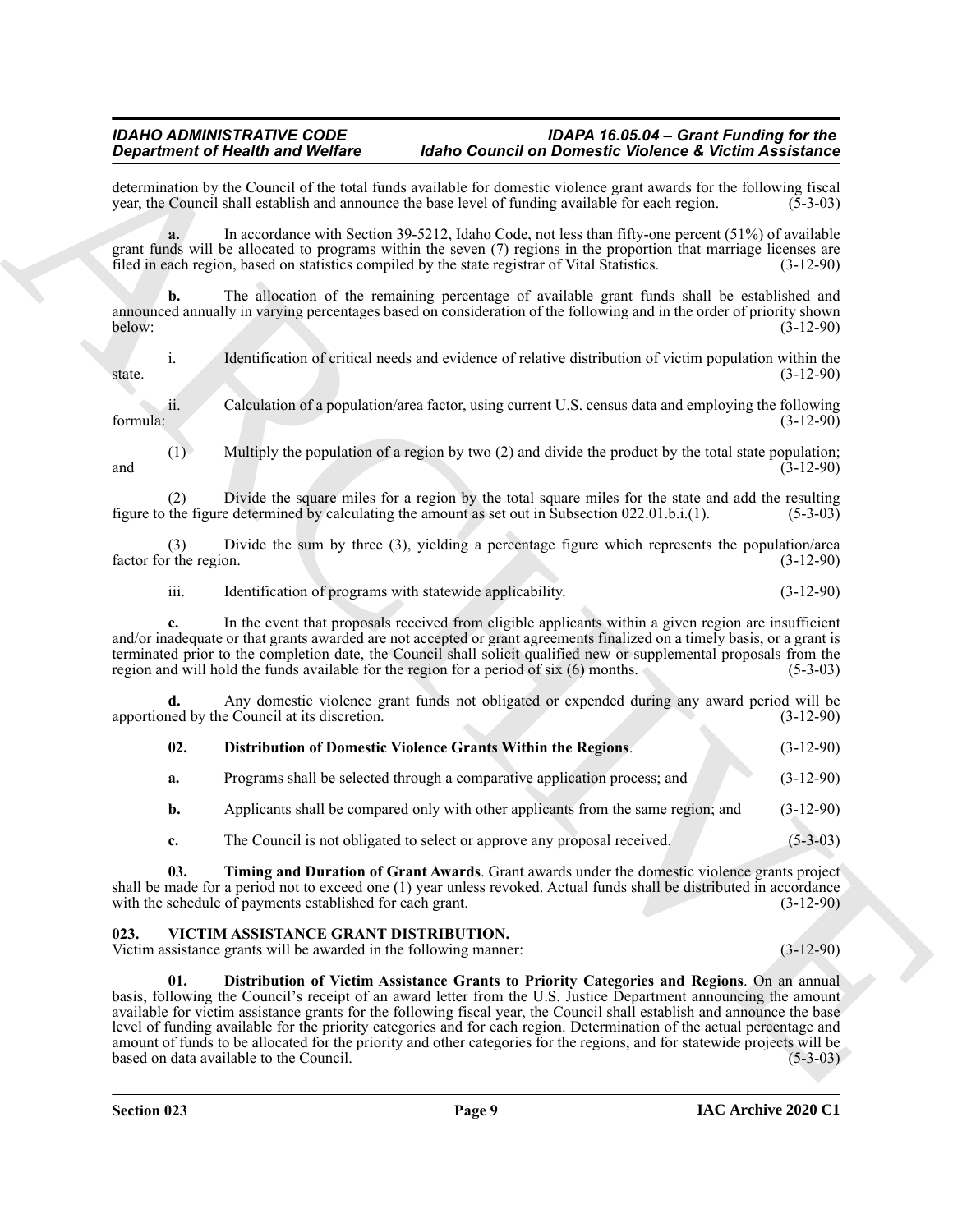determination by the Council of the total funds available for domestic violence grant awards for the following fiscal year, the Council shall establish and announce the base level of funding available for each region. (5-3-03)

**a.** In accordance with Section 39-5212, Idaho Code, not less than fifty-one percent (51%) of available grant funds will be allocated to programs within the seven (7) regions in the proportion that marriage licenses are filed in each region, based on statistics compiled by the state registrar of Vital Statistics. (3-12-90)

**b.** The allocation of the remaining percentage of available grant funds shall be established and announced annually in varying percentages based on consideration of the following and in the order of priority shown below: (3-12-90)

i. Identification of critical needs and evidence of relative distribution of victim population within the state. (3-12-90)

ii. Calculation of a population/area factor, using current U.S. census data and employing the following formula: (3-12-90)

(1) Multiply the population of a region by two (2) and divide the product by the total state population; and (3-12-90)

(2) Divide the square miles for a region by the total square miles for the state and add the resulting figure to the figure determined by calculating the amount as set out in Subsection 022.01.b.i.(1). (5-3-03)

(3) Divide the sum by three (3), yielding a percentage figure which represents the population/area factor for the region. (3-12-90)

iii. Identification of programs with statewide applicability. (3-12-90)

**c.** In the event that proposals received from eligible applicants within a given region are insufficient and/or inadequate or that grants awarded are not accepted or grant agreements finalized on a timely basis, or a grant is terminated prior to the completion date, the Council shall solicit qualified new or supplemental proposals from the region and will hold the funds available for the region for a period of six (6) months. (5-3-03)

**d.** Any domestic violence grant funds not obligated or expended during any award period will be apportioned by the Council at its discretion. (3-12-90)

**02. Distribution of Domestic Violence Grants Within the Regions**. (3-12-90)

**a.** Programs shall be selected through a comparative application process; and (3-12-90)

**b.** Applicants shall be compared only with other applicants from the same region; and (3-12-90)

**c.** The Council is not obligated to select or approve any proposal received. (5-3-03)

**03. Timing and Duration of Grant Awards**. Grant awards under the domestic violence grants project shall be made for a period not to exceed one (1) year unless revoked. Actual funds shall be distributed in accordance with the schedule of payments established for each grant. (3-12-90)

### 023. VICTIM ASSISTANCE GRANT DISTRIBUTION.

Victim assistance grants will be awarded in the following manner: (3-12-90)

**01. Distribution of Victim Assistance Grants to Priority Categories and Regions**. On an annual basis, following the Council's receipt of an award letter from the U.S. Justice Department announcing the amount available for victim assistance grants for the following fiscal year, the Council shall establish and announce the base level of funding available for the priority categories and for each region. Determination of the actual percentage and amount of funds to be allocated for the priority and other categories for the regions, and for statewide projects will be based on data available to the Council. (5-3-03)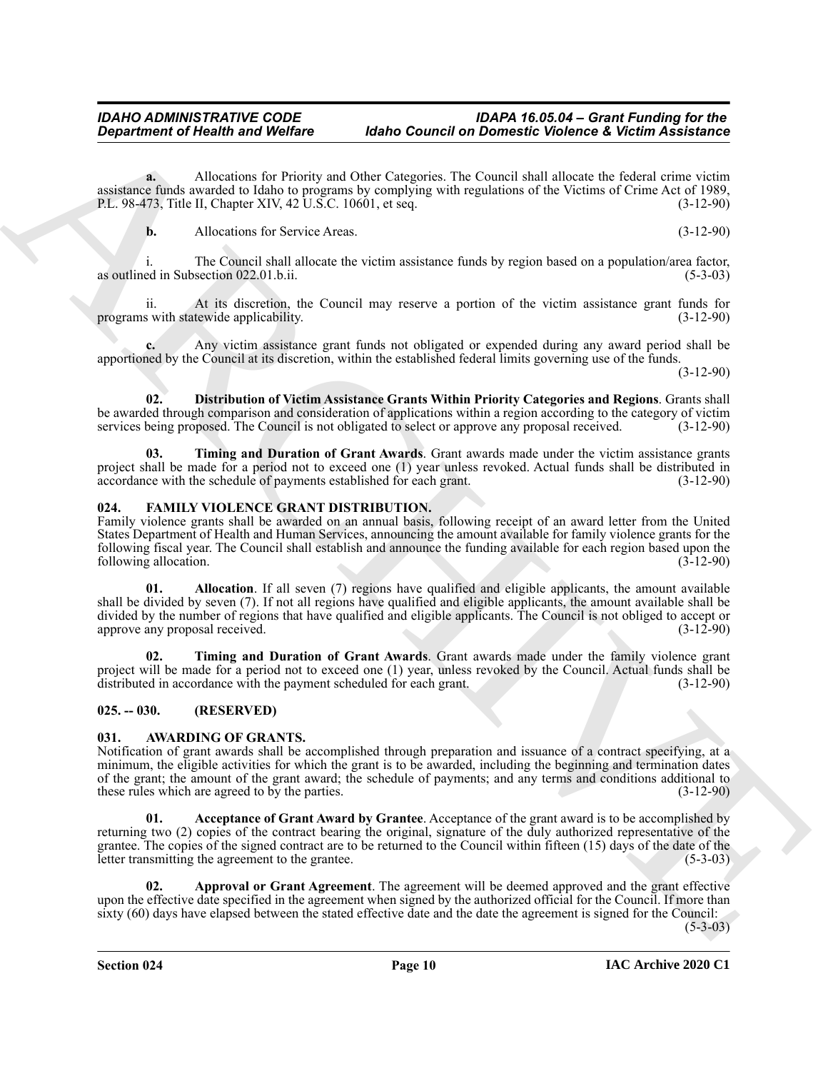**a.** Allocations for Priority and Other Categories. The Council shall allocate the federal crime victim assistance funds awarded to Idaho to programs by complying with regulations of the Victims of Crime Act of 1989, P.L. 98-473, Title II, Chapter XIV, 42 U.S.C. 10601, et seq. (3-12-90)

**b.** Allocations for Service Areas. (3-12-90)

i. The Council shall allocate the victim assistance funds by region based on a population/area factor, as outlined in Subsection 022.01.b.ii. (5-3-03)

ii. At its discretion, the Council may reserve a portion of the victim assistance grant funds for programs with statewide applicability. (3-12-90)

**c.** Any victim assistance grant funds not obligated or expended during any award period shall be apportioned by the Council at its discretion, within the established federal limits governing use of the funds. (3-12-90)

**02. Distribution of Victim Assistance Grants Within Priority Categories and Regions**. Grants shall be awarded through comparison and consideration of applications within a region according to the category of victim services being proposed. The Council is not obligated to select or approve any proposal received. (3-12-90)

**03. Timing and Duration of Grant Awards**. Grant awards made under the victim assistance grants project shall be made for a period not to exceed one (1) year unless revoked. Actual funds shall be distributed in accordance with the schedule of payments established for each grant. (3-12-90)

## 024. FAMILY VIOLENCE GRANT DISTRIBUTION.

Family violence grants shall be awarded on an annual basis, following receipt of an award letter from the United States Department of Health and Human Services, announcing the amount available for family violence grants for the following fiscal year. The Council shall establish and announce the funding available for each region based upon the following allocation. (3-12-90)

**01. Allocation**. If all seven (7) regions have qualified and eligible applicants, the amount available shall be divided by seven (7). If not all regions have qualified and eligible applicants, the amount available shall be divided by the number of regions that have qualified and eligible applicants. The Council is not obliged to accept or approve any proposal received. (3-12-90)

**02. Timing and Duration of Grant Awards**. Grant awards made under the family violence grant project will be made for a period not to exceed one (1) year, unless revoked by the Council. Actual funds shall be distributed in accordance with the payment scheduled for each grant. (3-12-90)

## 025. -- 030. (RESERVED)

## 031. AWARDING OF GRANTS.

Notification of grant awards shall be accomplished through preparation and issuance of a contract specifying, at a minimum, the eligible activities for which the grant is to be awarded, including the beginning and termination dates of the grant; the amount of the grant award; the schedule of payments; and any terms and conditions additional to these rules which are agreed to by the parties. (3-12-90)

**01. Acceptance of Grant Award by Grantee**. Acceptance of the grant award is to be accomplished by returning two (2) copies of the contract bearing the original, signature of the duly authorized representative of the grantee. The copies of the signed contract are to be returned to the Council within fifteen (15) days of the date of the letter transmitting the agreement to the grantee. (5-3-03)

**02. Approval or Grant Agreement**. The agreement will be deemed approved and the grant effective upon the effective date specified in the agreement when signed by the authorized official for the Council. If more than sixty (60) days have elapsed between the stated effective date and the date the agreement is signed for the Council: (5-3-03)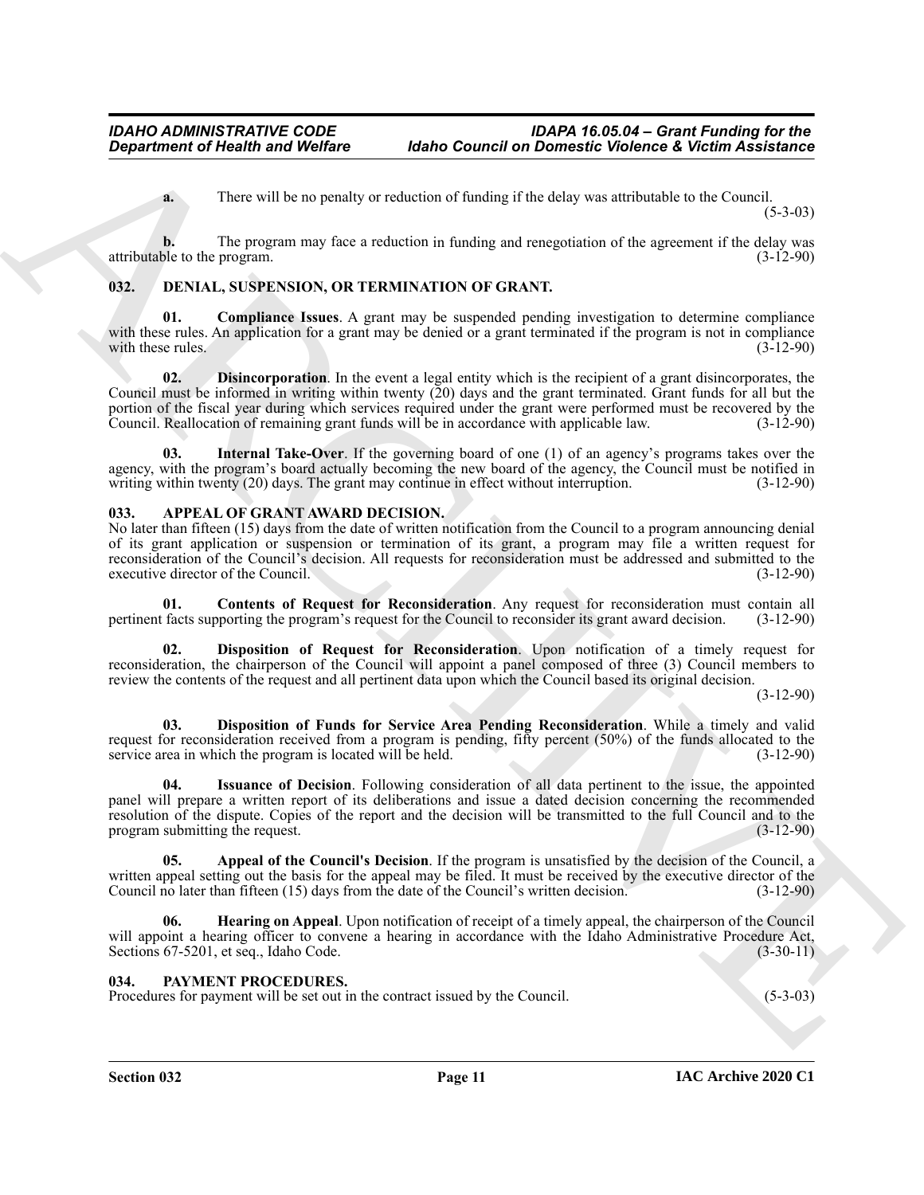**a.** There will be no penalty or reduction of funding if the delay was attributable to the Council. (5-3-03)

**b.** The program may face a reduction in funding and renegotiation of the agreement if the delay was attributable to the program. (3-12-90)

## 032. DENIAL, SUSPENSION, OR TERMINATION OF GRANT.

**01. Compliance Issues**. A grant may be suspended pending investigation to determine compliance with these rules. An application for a grant may be denied or a grant terminated if the program is not in compliance with these rules. (3-12-90)

**02. Disincorporation**. In the event a legal entity which is the recipient of a grant disincorporates, the Council must be informed in writing within twenty (20) days and the grant terminated. Grant funds for all but the portion of the fiscal year during which services required under the grant were performed must be recovered by the Council. Reallocation of remaining grant funds will be in accordance with applicable law. (3-12-90)

**03. Internal Take-Over**. If the governing board of one (1) of an agency's programs takes over the agency, with the program's board actually becoming the new board of the agency, the Council must be notified in writing within twenty (20) days. The grant may continue in effect without interruption. (3-12-90)

## 033. APPEAL OF GRANT AWARD DECISION.

No later than fifteen (15) days from the date of written notification from the Council to a program announcing denial of its grant application or suspension or termination of its grant, a program may file a written request for reconsideration of the Council's decision. All requests for reconsideration must be addressed and submitted to the executive director of the Council. (3-12-90)

**01. Contents of Request for Reconsideration**. Any request for reconsideration must contain all pertinent facts supporting the program's request for the Council to reconsider its grant award decision. (3-12-90)

**02. Disposition of Request for Reconsideration**. Upon notification of a timely request for reconsideration, the chairperson of the Council will appoint a panel composed of three (3) Council members to review the contents of the request and all pertinent data upon which the Council based its original decision. (3-12-90)

**03. Disposition of Funds for Service Area Pending Reconsideration**. While a timely and valid request for reconsideration received from a program is pending, fifty percent (50%) of the funds allocated to the service area in which the program is located will be held. (3-12-90)

**04. Issuance of Decision**. Following consideration of all data pertinent to the issue, the appointed panel will prepare a written report of its deliberations and issue a dated decision concerning the recommended resolution of the dispute. Copies of the report and the decision will be transmitted to the full Council and to the program submitting the request. (3-12-90)

**05. Appeal of the Council's Decision**. If the program is unsatisfied by the decision of the Council, a written appeal setting out the basis for the appeal may be filed. It must be received by the executive director of the Council no later than fifteen (15) days from the date of the Council's written decision. (3-12-90)

**06. Hearing on Appeal**. Upon notification of receipt of a timely appeal, the chairperson of the Council will appoint a hearing officer to convene a hearing in accordance with the Idaho Administrative Procedure Act, Sections 67-5201, et seq., Idaho Code. (3-30-11)

## 034. PAYMENT PROCEDURES.

Procedures for payment will be set out in the contract issued by the Council. (5-3-03)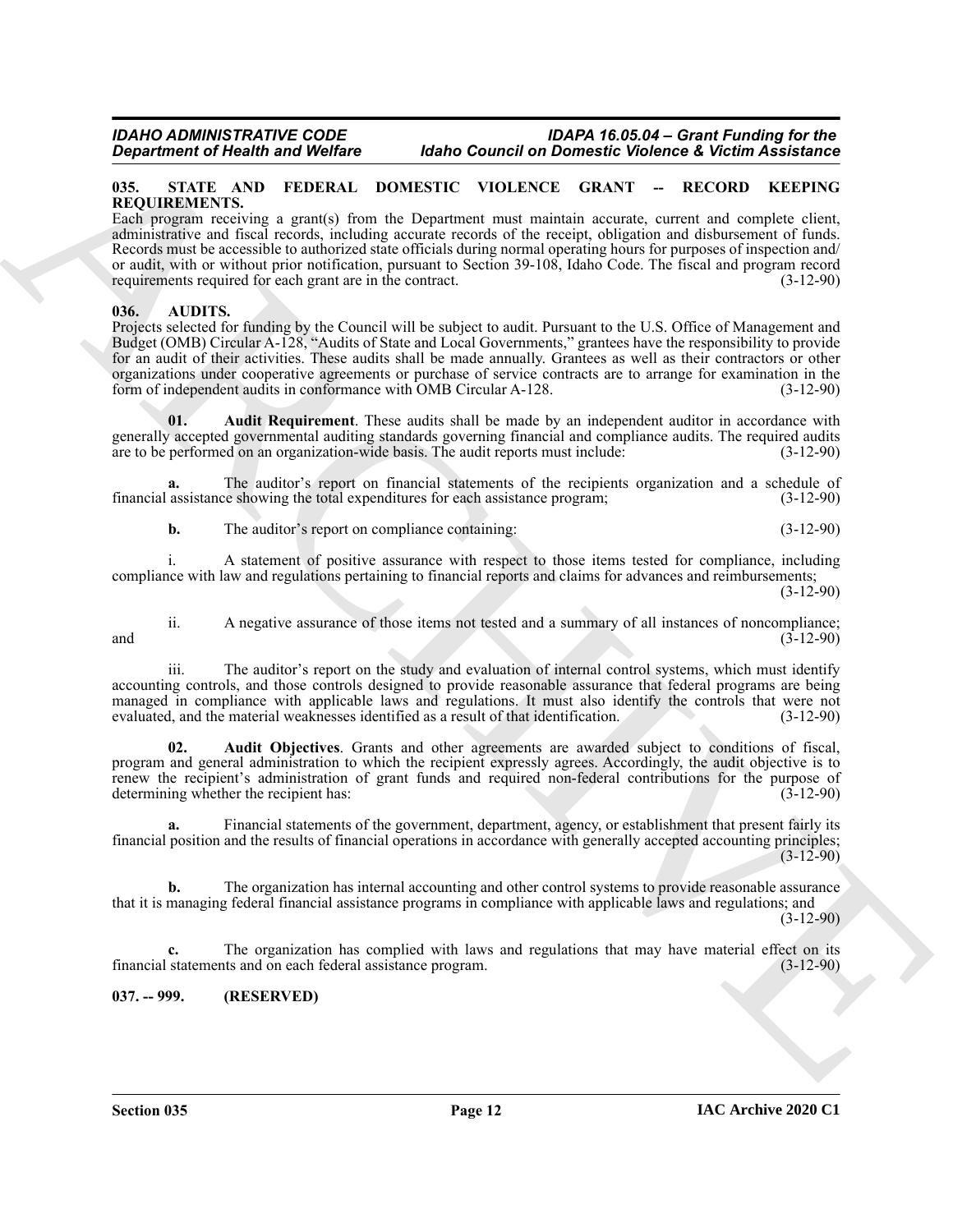### 035. STATE AND FEDERAL DOMESTIC VIOLENCE GRANT -- RECORD KEEPING REQUIREMENTS.

Each program receiving a grant(s) from the Department must maintain accurate, current and complete client, administrative and fiscal records, including accurate records of the receipt, obligation and disbursement of funds. Records must be accessible to authorized state officials during normal operating hours for purposes of inspection and/or audit, with or without prior notification, pursuant to Section 39-108, Idaho Code. The fiscal and program record requirements required for each grant are in the contract. (3-12-90)

### 036. AUDITS.

Projects selected for funding by the Council will be subject to audit. Pursuant to the U.S. Office of Management and Budget (OMB) Circular A-128, "Audits of State and Local Governments," grantees have the responsibility to provide for an audit of their activities. These audits shall be made annually. Grantees as well as their contractors or other organizations under cooperative agreements or purchase of service contracts are to arrange for examination in the form of independent audits in conformance with OMB Circular A-128. (3-12-90)

**01. Audit Requirement**. These audits shall be made by an independent auditor in accordance with generally accepted governmental auditing standards governing financial and compliance audits. The required audits are to be performed on an organization-wide basis. The audit reports must include: (3-12-90)

**a.** The auditor's report on financial statements of the recipients organization and a schedule of financial assistance showing the total expenditures for each assistance program; (3-12-90)

**b.** The auditor's report on compliance containing: (3-12-90)

i. A statement of positive assurance with respect to those items tested for compliance, including compliance with law and regulations pertaining to financial reports and claims for advances and reimbursements; (3-12-90)

ii. A negative assurance of those items not tested and a summary of all instances of noncompliance; and (3-12-90)

iii. The auditor's report on the study and evaluation of internal control systems, which must identify accounting controls, and those controls designed to provide reasonable assurance that federal programs are being managed in compliance with applicable laws and regulations. It must also identify the controls that were not evaluated, and the material weaknesses identified as a result of that identification. (3-12-90)

**02. Audit Objectives**. Grants and other agreements are awarded subject to conditions of fiscal, program and general administration to which the recipient expressly agrees. Accordingly, the audit objective is to renew the recipient's administration of grant funds and required non-federal contributions for the purpose of determining whether the recipient has: (3-12-90)

**a.** Financial statements of the government, department, agency, or establishment that present fairly its financial position and the results of financial operations in accordance with generally accepted accounting principles; (3-12-90)

**b.** The organization has internal accounting and other control systems to provide reasonable assurance that it is managing federal financial assistance programs in compliance with applicable laws and regulations; and (3-12-90)

**c.** The organization has complied with laws and regulations that may have material effect on its financial statements and on each federal assistance program. (3-12-90)

### 037. -- 999. (RESERVED)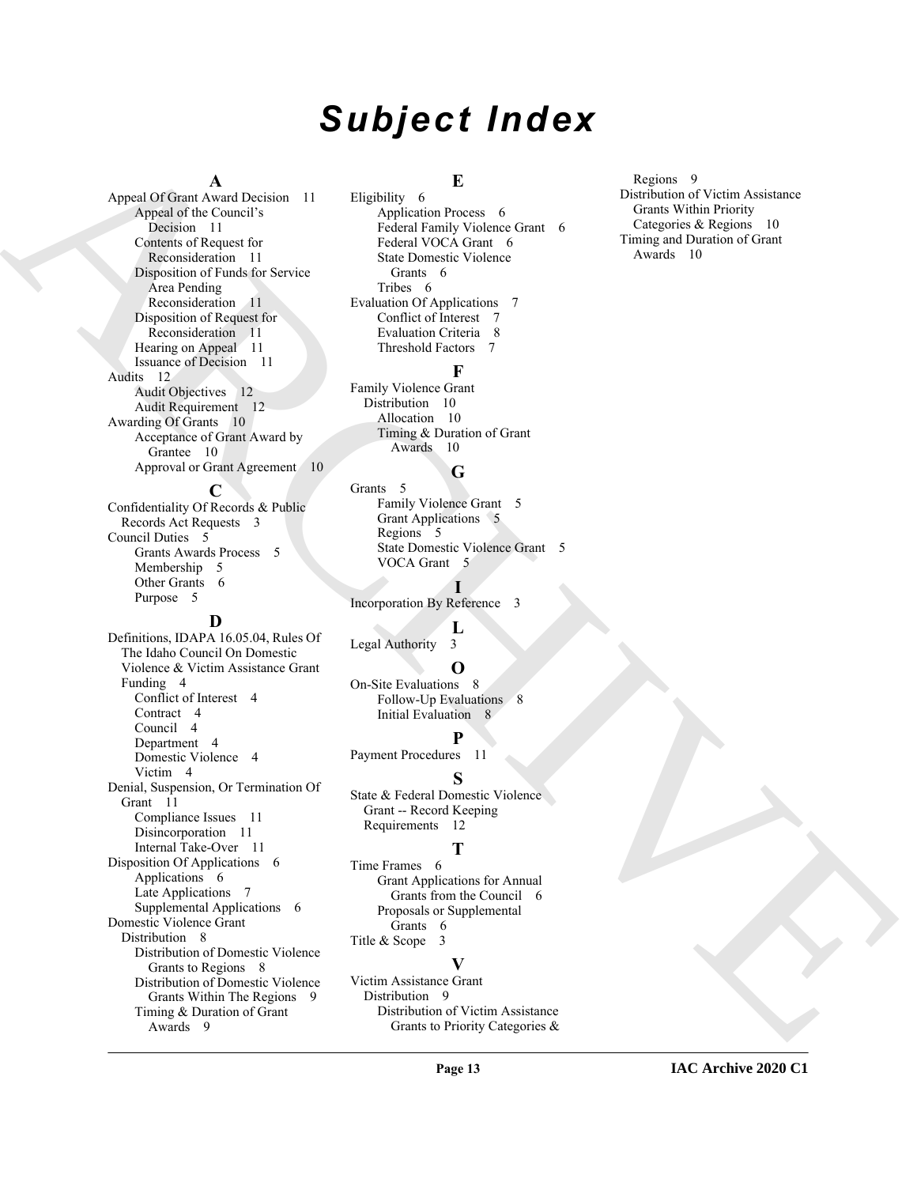# Subject Index

**A**

Appeal Of Grant Award Decision 11
- Appeal of the Council's Decision 11
- Contents of Request for Reconsideration 11
- Disposition of Funds for Service Area Pending Reconsideration 11
- Disposition of Request for Reconsideration 11
- Hearing on Appeal 11
- Issuance of Decision 11

Audits 12
- Audit Objectives 12
- Audit Requirement 12

Awarding Of Grants 10
- Acceptance of Grant Award by Grantee 10
- Approval or Grant Agreement 10

**C**

Confidentiality Of Records & Public Records Act Requests 3

Council Duties 5
- Grants Awards Process 5
- Membership 5
- Other Grants 6
- Purpose 5

**D**

Definitions, IDAPA 16.05.04, Rules Of The Idaho Council On Domestic Violence & Victim Assistance Grant Funding 4
- Conflict of Interest 4
- Contract 4
- Council 4
- Department 4
- Domestic Violence 4
- Victim 4

Denial, Suspension, Or Termination Of Grant 11
- Compliance Issues 11
- Disincorporation 11
- Internal Take-Over 11

Disposition Of Applications 6
- Applications 6
- Late Applications 7
- Supplemental Applications 6

Domestic Violence Grant Distribution 8
- Distribution of Domestic Violence Grants to Regions 8
- Distribution of Domestic Violence Grants Within The Regions 9
- Timing & Duration of Grant Awards 9

**E**

Eligibility 6
- Application Process 6
- Federal Family Violence Grant 6
- Federal VOCA Grant 6
- State Domestic Violence Grants 6
- Tribes 6

Evaluation Of Applications 7
- Conflict of Interest 7
- Evaluation Criteria 8
- Threshold Factors 7

**F**

Family Violence Grant Distribution 10
- Allocation 10
- Timing & Duration of Grant Awards 10

**G**

Grants 5
- Family Violence Grant 5
- Grant Applications 5
- Regions 5
- State Domestic Violence Grant 5
- VOCA Grant 5

**I**

Incorporation By Reference 3

**L**

Legal Authority 3

**O**

On-Site Evaluations 8
- Follow-Up Evaluations 8
- Initial Evaluation 8

**P**

Payment Procedures 11

**S**

State & Federal Domestic Violence Grant -- Record Keeping Requirements 12

**T**

Time Frames 6
- Grant Applications for Annual Grants from the Council 6
- Proposals or Supplemental Grants 6

Title & Scope 3

**V**

Victim Assistance Grant Distribution 9
- Distribution of Victim Assistance Grants to Priority Categories & Regions 9
- Distribution of Victim Assistance Grants Within Priority Categories & Regions 10
- Timing and Duration of Grant Awards 10